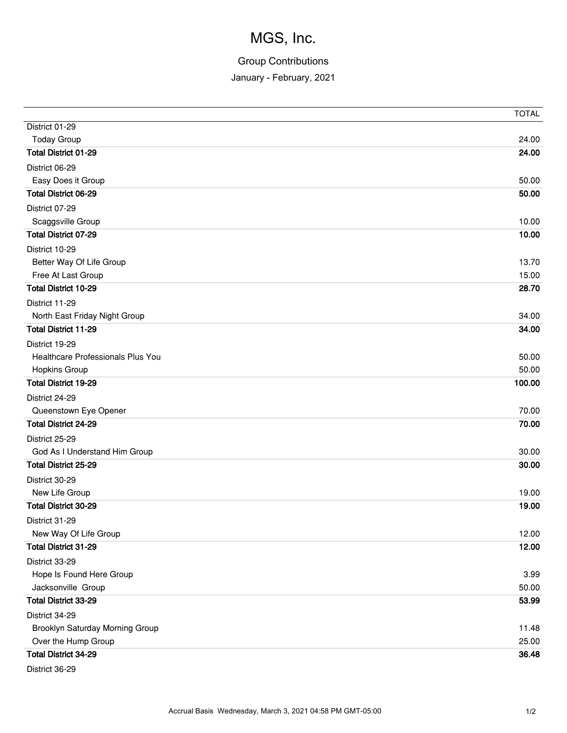# MGS, Inc.

## Group Contributions

### January - February, 2021

| | TOTAL |
|---|---|
| District 01-29 | |
| Today Group | 24.00 |
| **Total District 01-29** | **24.00** |
| District 06-29 | |
| Easy Does it Group | 50.00 |
| **Total District 06-29** | **50.00** |
| District 07-29 | |
| Scaggsville Group | 10.00 |
| **Total District 07-29** | **10.00** |
| District 10-29 | |
| Better Way Of Life Group | 13.70 |
| Free At Last Group | 15.00 |
| **Total District 10-29** | **28.70** |
| District 11-29 | |
| North East Friday Night Group | 34.00 |
| **Total District 11-29** | **34.00** |
| District 19-29 | |
| Healthcare Professionals Plus You | 50.00 |
| Hopkins Group | 50.00 |
| **Total District 19-29** | **100.00** |
| District 24-29 | |
| Queenstown Eye Opener | 70.00 |
| **Total District 24-29** | **70.00** |
| District 25-29 | |
| God As I Understand Him Group | 30.00 |
| **Total District 25-29** | **30.00** |
| District 30-29 | |
| New Life Group | 19.00 |
| **Total District 30-29** | **19.00** |
| District 31-29 | |
| New Way Of Life Group | 12.00 |
| **Total District 31-29** | **12.00** |
| District 33-29 | |
| Hope Is Found Here Group | 3.99 |
| Jacksonville Group | 50.00 |
| **Total District 33-29** | **53.99** |
| District 34-29 | |
| Brooklyn Saturday Morning Group | 11.48 |
| Over the Hump Group | 25.00 |
| **Total District 34-29** | **36.48** |
| District 36-29 | |

Accrual Basis Wednesday, March 3, 2021 04:58 PM GMT-05:00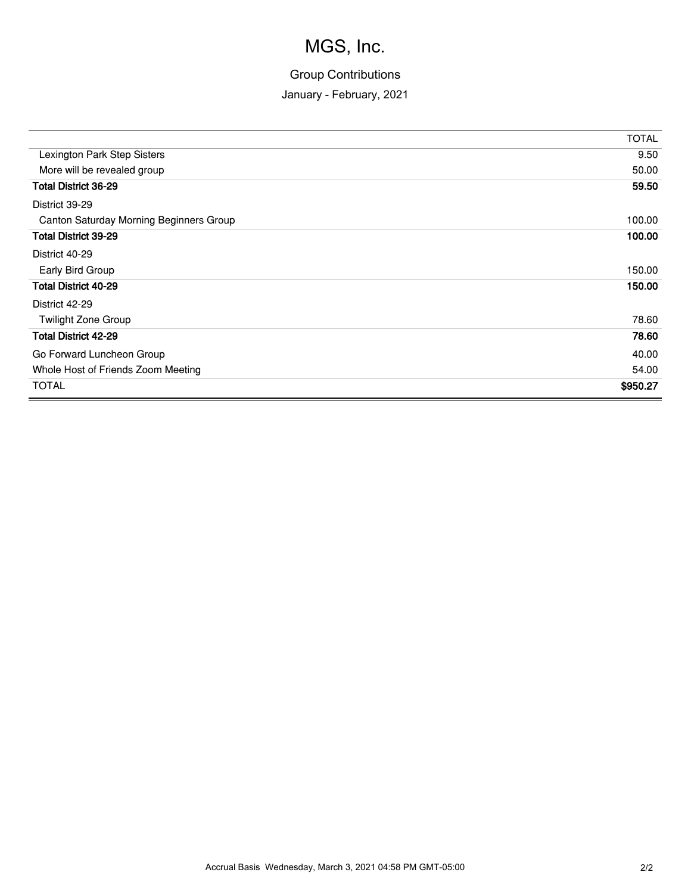# MGS, Inc.

## Group Contributions

January - February, 2021

| | TOTAL |
| --- | --- |
| Lexington Park Step Sisters | 9.50 |
| More will be revealed group | 50.00 |
| **Total District 36-29** | **59.50** |
| District 39-29 | |
| Canton Saturday Morning Beginners Group | 100.00 |
| **Total District 39-29** | **100.00** |
| District 40-29 | |
| Early Bird Group | 150.00 |
| **Total District 40-29** | **150.00** |
| District 42-29 | |
| Twilight Zone Group | 78.60 |
| **Total District 42-29** | **78.60** |
| Go Forward Luncheon Group | 40.00 |
| Whole Host of Friends Zoom Meeting | 54.00 |
| TOTAL | **$950.27** |

Accrual Basis Wednesday, March 3, 2021 04:58 PM GMT-05:00